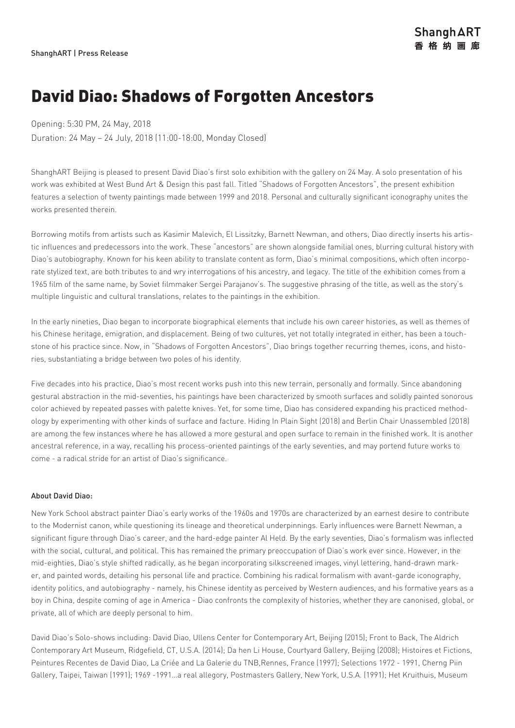ShanghART | Press Release

# David Diao: Shadows of Forgotten Ancestors

Opening: 5:30 PM, 24 May, 2018
Duration: 24 May – 24 July, 2018 (11:00-18:00, Monday Closed)

ShanghART Beijing is pleased to present David Diao's first solo exhibition with the gallery on 24 May. A solo presentation of his work was exhibited at West Bund Art & Design this past fall. Titled "Shadows of Forgotten Ancestors", the present exhibition features a selection of twenty paintings made between 1999 and 2018. Personal and culturally significant iconography unites the works presented therein.

Borrowing motifs from artists such as Kasimir Malevich, El Lissitzky, Barnett Newman, and others, Diao directly inserts his artistic influences and predecessors into the work. These "ancestors" are shown alongside familial ones, blurring cultural history with Diao's autobiography. Known for his keen ability to translate content as form, Diao's minimal compositions, which often incorporate stylized text, are both tributes to and wry interrogations of his ancestry, and legacy. The title of the exhibition comes from a 1965 film of the same name, by Soviet filmmaker Sergei Parajanov's. The suggestive phrasing of the title, as well as the story's multiple linguistic and cultural translations, relates to the paintings in the exhibition.

In the early nineties, Diao began to incorporate biographical elements that include his own career histories, as well as themes of his Chinese heritage, emigration, and displacement. Being of two cultures, yet not totally integrated in either, has been a touchstone of his practice since. Now, in "Shadows of Forgotten Ancestors", Diao brings together recurring themes, icons, and histories, substantiating a bridge between two poles of his identity.

Five decades into his practice, Diao's most recent works push into this new terrain, personally and formally. Since abandoning gestural abstraction in the mid-seventies, his paintings have been characterized by smooth surfaces and solidly painted sonorous color achieved by repeated passes with palette knives. Yet, for some time, Diao has considered expanding his practiced methodology by experimenting with other kinds of surface and facture. Hiding In Plain Sight (2018) and Berlin Chair Unassembled (2018) are among the few instances where he has allowed a more gestural and open surface to remain in the finished work. It is another ancestral reference, in a way, recalling his process-oriented paintings of the early seventies, and may portend future works to come - a radical stride for an artist of Diao's significance.

**About David Diao:**

New York School abstract painter Diao's early works of the 1960s and 1970s are characterized by an earnest desire to contribute to the Modernist canon, while questioning its lineage and theoretical underpinnings. Early influences were Barnett Newman, a significant figure through Diao's career, and the hard-edge painter Al Held. By the early seventies, Diao's formalism was inflected with the social, cultural, and political. This has remained the primary preoccupation of Diao's work ever since. However, in the mid-eighties, Diao's style shifted radically, as he began incorporating silkscreened images, vinyl lettering, hand-drawn marker, and painted words, detailing his personal life and practice. Combining his radical formalism with avant-garde iconography, identity politics, and autobiography - namely, his Chinese identity as perceived by Western audiences, and his formative years as a boy in China, despite coming of age in America - Diao confronts the complexity of histories, whether they are canonised, global, or private, all of which are deeply personal to him.

David Diao's Solo-shows including: David Diao, Ullens Center for Contemporary Art, Beijing (2015); Front to Back, The Aldrich Contemporary Art Museum, Ridgefield, CT, U.S.A. (2014); Da hen Li House, Courtyard Gallery, Beijing (2008); Histoires et Fictions, Peintures Recentes de David Diao, La Criée and La Galerie du TNB,Rennes, France (1997); Selections 1972 - 1991, Cherng Piin Gallery, Taipei, Taiwan (1991); 1969 -1991...a real allegory, Postmasters Gallery, New York, U.S.A. (1991); Het Kruithuis, Museum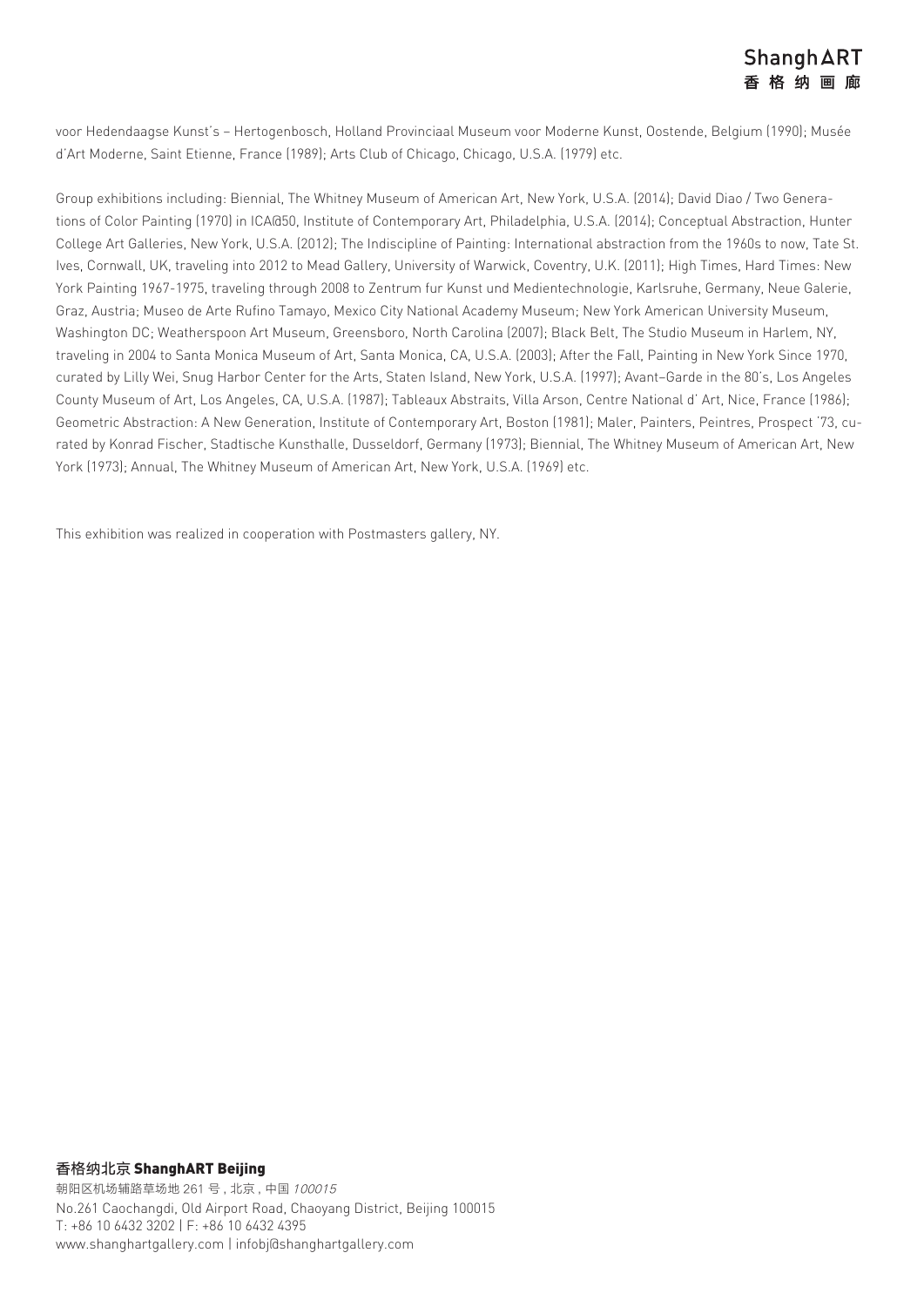voor Hedendaagse Kunst's – Hertogenbosch, Holland Provinciaal Museum voor Moderne Kunst, Oostende, Belgium (1990); Musée d'Art Moderne, Saint Etienne, France (1989); Arts Club of Chicago, Chicago, U.S.A. (1979) etc.

Group exhibitions including: Biennial, The Whitney Museum of American Art, New York, U.S.A. (2014); David Diao / Two Generations of Color Painting (1970) in ICA@50, Institute of Contemporary Art, Philadelphia, U.S.A. (2014); Conceptual Abstraction, Hunter College Art Galleries, New York, U.S.A. (2012); The Indiscipline of Painting: International abstraction from the 1960s to now, Tate St. Ives, Cornwall, UK, traveling into 2012 to Mead Gallery, University of Warwick, Coventry, U.K. (2011); High Times, Hard Times: New York Painting 1967-1975, traveling through 2008 to Zentrum fur Kunst und Medientechnologie, Karlsruhe, Germany, Neue Galerie, Graz, Austria; Museo de Arte Rufino Tamayo, Mexico City National Academy Museum; New York American University Museum, Washington DC; Weatherspoon Art Museum, Greensboro, North Carolina (2007); Black Belt, The Studio Museum in Harlem, NY, traveling in 2004 to Santa Monica Museum of Art, Santa Monica, CA, U.S.A. (2003); After the Fall, Painting in New York Since 1970, curated by Lilly Wei, Snug Harbor Center for the Arts, Staten Island, New York, U.S.A. (1997); Avant–Garde in the 80's, Los Angeles County Museum of Art, Los Angeles, CA, U.S.A. (1987); Tableaux Abstraits, Villa Arson, Centre National d' Art, Nice, France (1986); Geometric Abstraction: A New Generation, Institute of Contemporary Art, Boston (1981); Maler, Painters, Peintres, Prospect '73, curated by Konrad Fischer, Stadtische Kunsthalle, Dusseldorf, Germany (1973); Biennial, The Whitney Museum of American Art, New York (1973); Annual, The Whitney Museum of American Art, New York, U.S.A. (1969) etc.

This exhibition was realized in cooperation with Postmasters gallery, NY.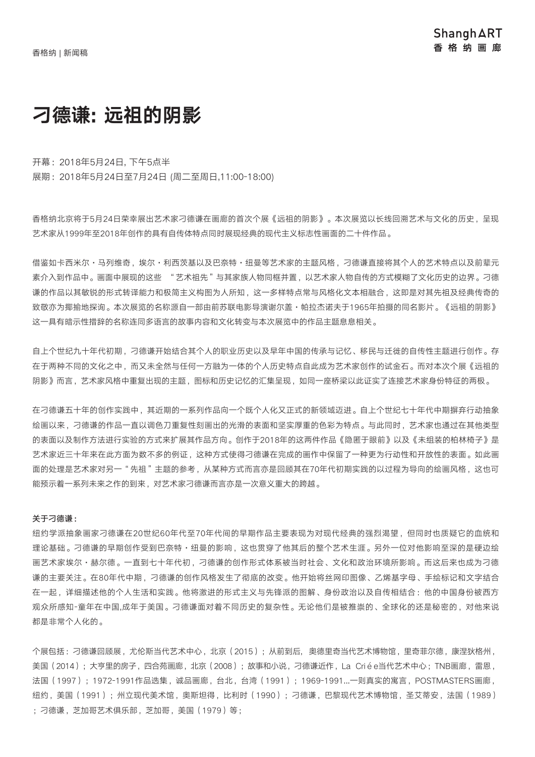# 刁德谦: 远祖的阴影

开幕：2018年5月24日, 下午5点半
展期：2018年5月24日至7月24日 (周二至周日,11:00-18:00)

香格纳北京将于5月24日荣幸展出艺术家刁德谦在画廊的首次个展《远祖的阴影》。本次展览以长线回溯艺术与文化的历史，呈现艺术家从1999年至2018年创作的具有自传体特点同时展现经典的现代主义标志性画面的二十件作品。

借鉴如卡西米尔・马列维奇，埃尔・利西茨基以及巴奈特・纽曼等艺术家的主题风格，刁德谦直接将其个人的艺术特点以及前辈元素介入到作品中。画面中展现的这些 “艺术祖先”与其家族人物同框并置，以艺术家人物自传的方式模糊了文化历史的边界。刁德谦的作品以其敏锐的形式转译能力和极简主义构图为人所知，这一多样特点常与风格化文本相融合，这即是对其先祖及经典传奇的致敬亦为揶揄地探询。本次展览的名称源自一部由前苏联电影导演谢尔盖・帕拉杰诺夫于1965年拍摄的同名影片。《远祖的阴影》这一具有暗示性措辞的名称连同多语言的故事内容和文化转变与本次展览中的作品主题息息相关。

自上个世纪九十年代初期，刁德谦开始结合其个人的职业历史以及早年中国的传承与记忆、移民与迁徙的自传性主题进行创作。存在于两种不同的文化之中，而又未全然与任何一方融为一体的个人历史特点自此成为艺术家创作的试金石。而对本次个展《远祖的阴影》而言，艺术家风格中重复出现的主题，图标和历史记忆的汇集呈现，如同一座桥梁以此证实了连接艺术家身份特征的两极。

在刁德谦五十年的创作实践中，其近期的一系列作品向一个既个人化又正式的新领域迈进。自上个世纪七十年代中期摒弃行动抽象绘画以来，刁德谦的作品一直以调色刀重复性刻画出的光滑的表面和坚实厚重的色彩为特点。与此同时，艺术家也通过在其他类型的表面以及制作方法进行实验的方式来扩展其作品方向。创作于2018年的这两件作品《隐匿于眼前》以及《未组装的柏林椅子》是艺术家近三十年来在此方面为数不多的例证，这种方式使得刁德谦在完成的画作中保留了一种更为行动性和开放性的表面。如此画面的处理是艺术家对另一“ 先祖 ”主题的参考，从某种方式而言亦是回顾其在70年代初期实践的以过程为导向的绘画风格，这也可能预示着一系列未来之作的到来，对艺术家刁德谦而言亦是一次意义重大的跨越。

**关于刁德谦：**

纽约学派抽象画家刁德谦在20世纪60年代至70年代间的早期作品主要表现为对现代经典的强烈渴望，但同时也质疑它的血统和理论基础。刁德谦的早期创作受到巴奈特・纽曼的影响，这也贯穿了他其后的整个艺术生涯。另外一位对他影响至深的是硬边绘画艺术家埃尔・赫尔德。一直到七十年代初，刁德谦的创作形式体系被当时社会、文化和政治环境所影响。而这后来也成为刁德谦的主要关注。在80年代中期，刁德谦的创作风格发生了彻底的改变。他开始将丝网印图像、乙烯基字母、手绘标记和文字结合在一起，详细描述他的个人生活和实践。他将激进的形式主义与先锋派的图解、身份政治以及自传相结合：他的中国身份被西方观众所感知-童年在中国,成年于美国。刁德谦面对着不同历史的复杂性。无论他们是被推崇的、全球化的还是秘密的，对他来说都是非常个人化的。

个展包括：刁德谦回顾展，尤伦斯当代艺术中心，北京（2015）；从前到后，奥德里奇当代艺术博物馆，里奇菲尔德，康涅狄格州，美国（2014）；大亨里的房子，四合苑画廊，北京（2008）；故事和小说，刁德谦近作，La Criée当代艺术中心；TNB画廊，雷恩，法国（1997）；1972-1991作品选集，诚品画廊，台北，台湾（1991）；1969-1991...一则真实的寓言，POSTMASTERS画廊，纽约，美国（1991）；州立现代美术馆，奥斯坦得，比利时（1990）；刁德谦，巴黎现代艺术博物馆，圣艾蒂安，法国（1989）；刁德谦，芝加哥艺术俱乐部，芝加哥，美国（1979）等；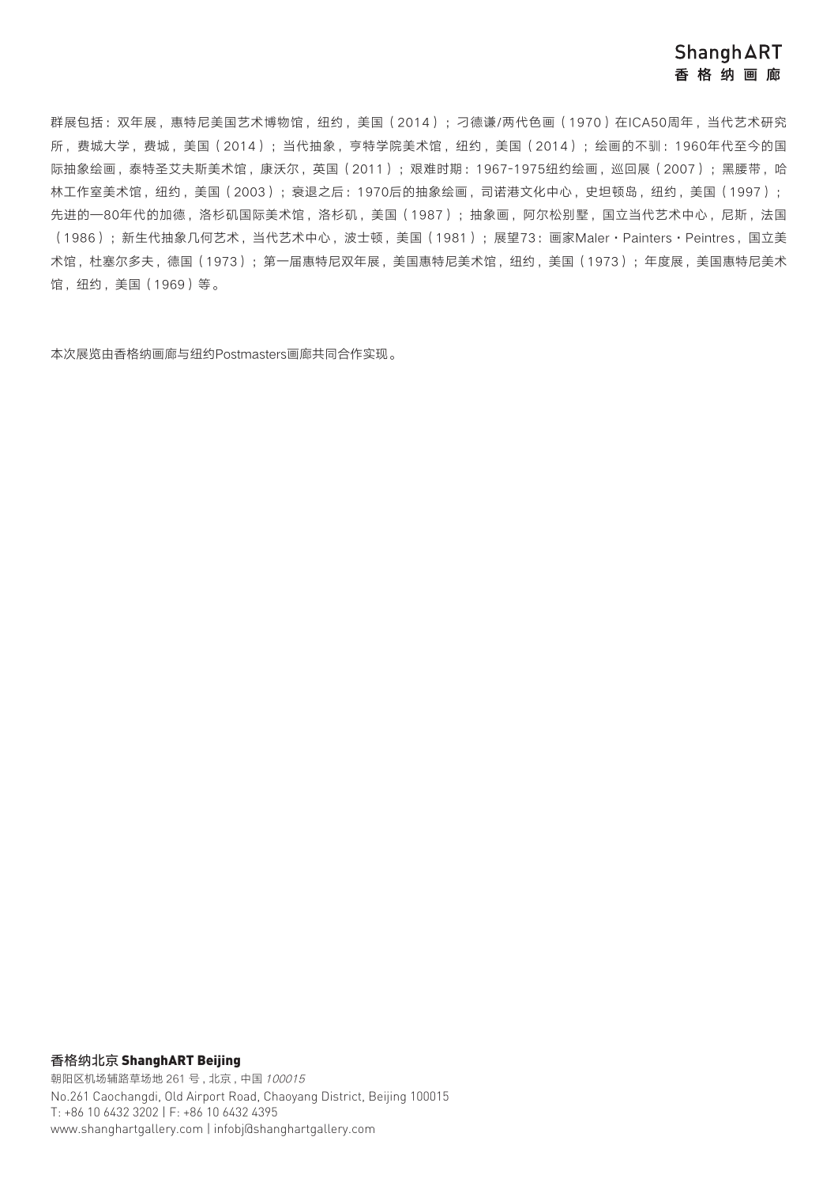群展包括：双年展，惠特尼美国艺术博物馆，纽约，美国（2014）；刁德谦/两代色画（1970）在ICA50周年，当代艺术研究所，费城大学，费城，美国（2014）；当代抽象，亨特学院美术馆，纽约，美国（2014）；绘画的不驯：1960年代至今的国际抽象绘画，泰特圣艾夫斯美术馆，康沃尔，英国（2011）；艰难时期：1967-1975纽约绘画，巡回展（2007）；黑腰带，哈林工作室美术馆，纽约，美国（2003）；衰退之后：1970后的抽象绘画，司诺港文化中心，史坦顿岛，纽约，美国（1997）；先进的—80年代的加德，洛杉矶国际美术馆，洛杉矶，美国（1987）；抽象画，阿尔松别墅，国立当代艺术中心，尼斯，法国（1986）；新生代抽象几何艺术，当代艺术中心，波士顿，美国（1981）；展望73：画家Maler・Painters・Peintres，国立美术馆，杜塞尔多夫，德国（1973）；第一届惠特尼双年展，美国惠特尼美术馆，纽约，美国（1973）；年度展，美国惠特尼美术馆，纽约，美国（1969）等。

本次展览由香格纳画廊与纽约Postmasters画廊共同合作实现。

**香格纳北京 ShanghART Beijing**
朝阳区机场辅路草场地 261 号，北京，中国 *100015*
No.261 Caochangdi, Old Airport Road, Chaoyang District, Beijing 100015
T: +86 10 6432 3202 | F: +86 10 6432 4395
www.shanghartgallery.com | infobj@shanghartgallery.com